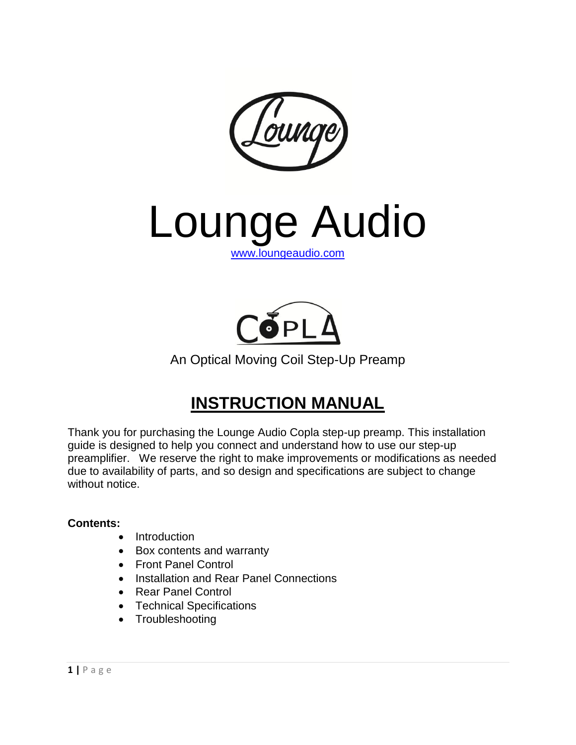# Lounge Audio

www.loungeaudio.com

COPLA

An Optical Moving Coil Step-Up Preamp

## INSTRUCTION MANUAL

Thank you for purchasing the Lounge Audio Copla step-up preamp. This installation guide is designed to help you connect and understand how to use our step-up preamplifier. We reserve the right to make improvements or modifications as needed due to availability of parts, and so design and specifications are subject to change without notice.

**Contents:**

- Introduction
- Box contents and warranty
- Front Panel Control
- Installation and Rear Panel Connections
- Rear Panel Control
- Technical Specifications
- Troubleshooting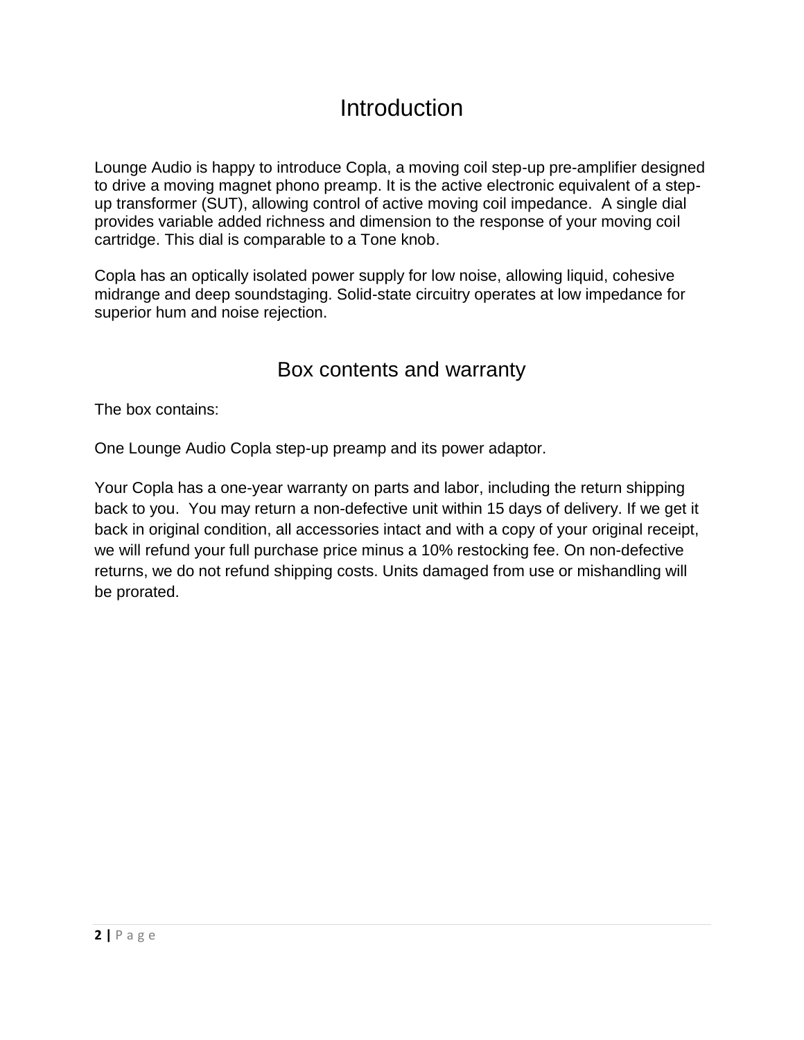# Introduction

Lounge Audio is happy to introduce Copla, a moving coil step-up pre-amplifier designed to drive a moving magnet phono preamp. It is the active electronic equivalent of a step-up transformer (SUT), allowing control of active moving coil impedance. A single dial provides variable added richness and dimension to the response of your moving coil cartridge. This dial is comparable to a Tone knob.

Copla has an optically isolated power supply for low noise, allowing liquid, cohesive midrange and deep soundstaging. Solid-state circuitry operates at low impedance for superior hum and noise rejection.

## Box contents and warranty

The box contains:

One Lounge Audio Copla step-up preamp and its power adaptor.

Your Copla has a one-year warranty on parts and labor, including the return shipping back to you. You may return a non-defective unit within 15 days of delivery. If we get it back in original condition, all accessories intact and with a copy of your original receipt, we will refund your full purchase price minus a 10% restocking fee. On non-defective returns, we do not refund shipping costs. Units damaged from use or mishandling will be prorated.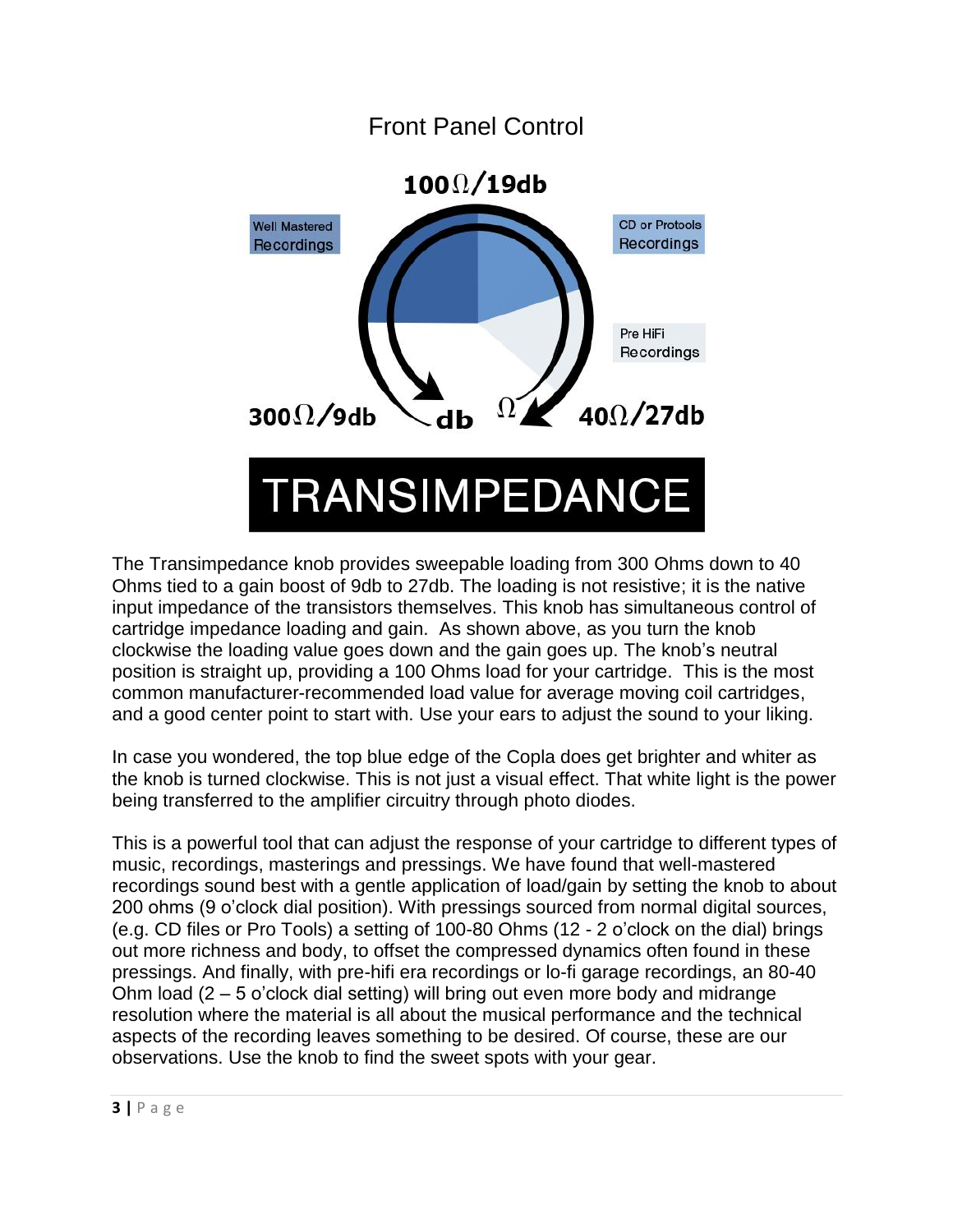## Front Panel Control

100Ω/19db

Well Mastered Recordings

CD or Protools Recordings

Pre HiFi Recordings

300Ω/9db    db    Ω    40Ω/27db

# TRANSIMPEDANCE

The Transimpedance knob provides sweepable loading from 300 Ohms down to 40 Ohms tied to a gain boost of 9db to 27db. The loading is not resistive; it is the native input impedance of the transistors themselves. This knob has simultaneous control of cartridge impedance loading and gain. As shown above, as you turn the knob clockwise the loading value goes down and the gain goes up. The knob's neutral position is straight up, providing a 100 Ohms load for your cartridge. This is the most common manufacturer-recommended load value for average moving coil cartridges, and a good center point to start with. Use your ears to adjust the sound to your liking.

In case you wondered, the top blue edge of the Copla does get brighter and whiter as the knob is turned clockwise. This is not just a visual effect. That white light is the power being transferred to the amplifier circuitry through photo diodes.

This is a powerful tool that can adjust the response of your cartridge to different types of music, recordings, masterings and pressings. We have found that well-mastered recordings sound best with a gentle application of load/gain by setting the knob to about 200 ohms (9 o'clock dial position). With pressings sourced from normal digital sources, (e.g. CD files or Pro Tools) a setting of 100-80 Ohms (12 - 2 o'clock on the dial) brings out more richness and body, to offset the compressed dynamics often found in these pressings. And finally, with pre-hifi era recordings or lo-fi garage recordings, an 80-40 Ohm load (2 – 5 o'clock dial setting) will bring out even more body and midrange resolution where the material is all about the musical performance and the technical aspects of the recording leaves something to be desired. Of course, these are our observations. Use the knob to find the sweet spots with your gear.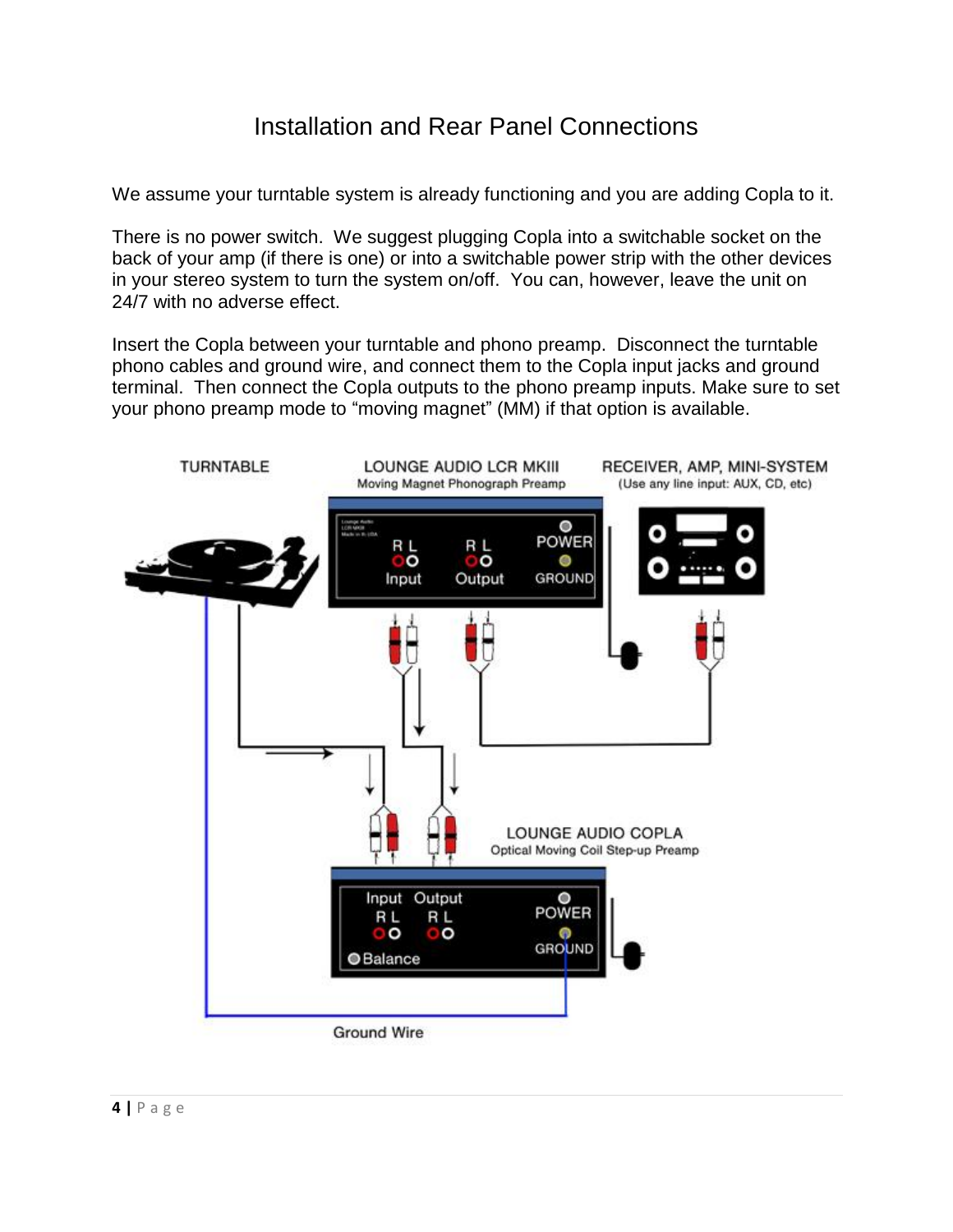# Installation and Rear Panel Connections

We assume your turntable system is already functioning and you are adding Copla to it.

There is no power switch. We suggest plugging Copla into a switchable socket on the back of your amp (if there is one) or into a switchable power strip with the other devices in your stereo system to turn the system on/off. You can, however, leave the unit on 24/7 with no adverse effect.

Insert the Copla between your turntable and phono preamp. Disconnect the turntable phono cables and ground wire, and connect them to the Copla input jacks and ground terminal. Then connect the Copla outputs to the phono preamp inputs. Make sure to set your phono preamp mode to "moving magnet" (MM) if that option is available.

TURNTABLE

LOUNGE AUDIO LCR MKIII
Moving Magnet Phonograph Preamp

RECEIVER, AMP, MINI-SYSTEM
(Use any line input: AUX, CD, etc)

LOUNGE AUDIO COPLA
Optical Moving Coil Step-up Preamp

Ground Wire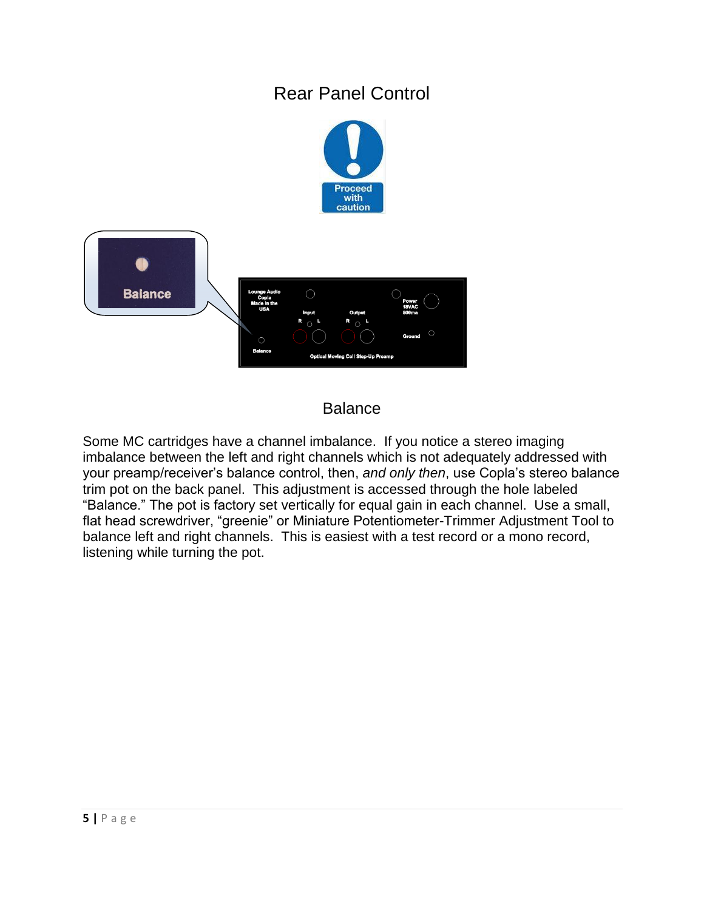# Rear Panel Control

## Balance

Some MC cartridges have a channel imbalance. If you notice a stereo imaging imbalance between the left and right channels which is not adequately addressed with your preamp/receiver's balance control, then, *and only then*, use Copla's stereo balance trim pot on the back panel. This adjustment is accessed through the hole labeled "Balance." The pot is factory set vertically for equal gain in each channel. Use a small, flat head screwdriver, "greenie" or Miniature Potentiometer-Trimmer Adjustment Tool to balance left and right channels. This is easiest with a test record or a mono record, listening while turning the pot.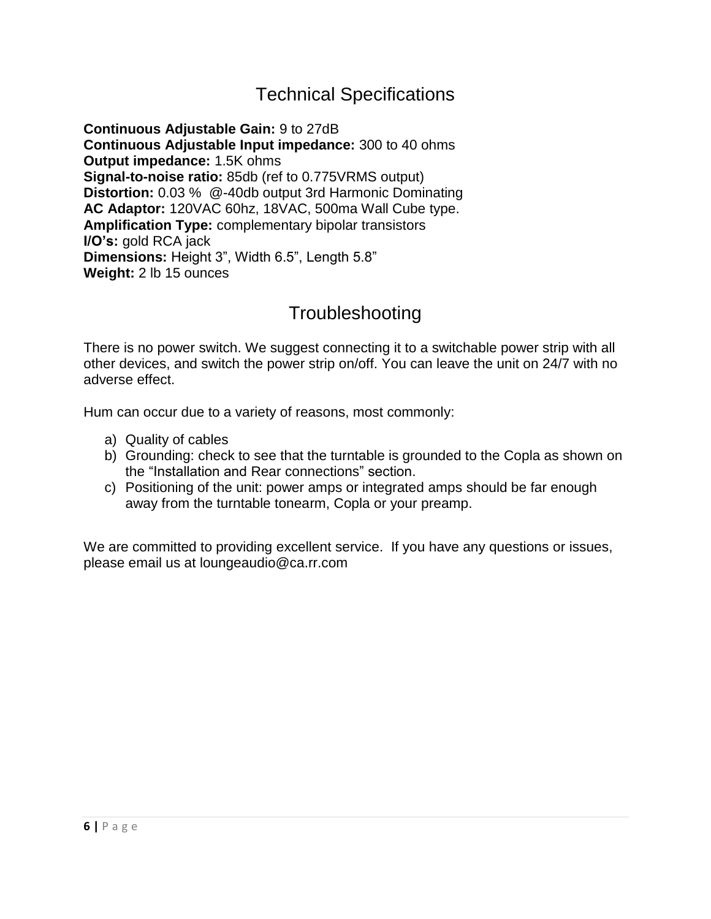## Technical Specifications

**Continuous Adjustable Gain:** 9 to 27dB
**Continuous Adjustable Input impedance:** 300 to 40 ohms
**Output impedance:** 1.5K ohms
**Signal-to-noise ratio:** 85db (ref to 0.775VRMS output)
**Distortion:** 0.03 % @-40db output 3rd Harmonic Dominating
**AC Adaptor:** 120VAC 60hz, 18VAC, 500ma Wall Cube type.
**Amplification Type:** complementary bipolar transistors
**I/O's:** gold RCA jack
**Dimensions:** Height 3", Width 6.5", Length 5.8"
**Weight:** 2 lb 15 ounces

## Troubleshooting

There is no power switch. We suggest connecting it to a switchable power strip with all other devices, and switch the power strip on/off. You can leave the unit on 24/7 with no adverse effect.

Hum can occur due to a variety of reasons, most commonly:

a) Quality of cables
b) Grounding: check to see that the turntable is grounded to the Copla as shown on the "Installation and Rear connections" section.
c) Positioning of the unit: power amps or integrated amps should be far enough away from the turntable tonearm, Copla or your preamp.

We are committed to providing excellent service. If you have any questions or issues, please email us at loungeaudio@ca.rr.com